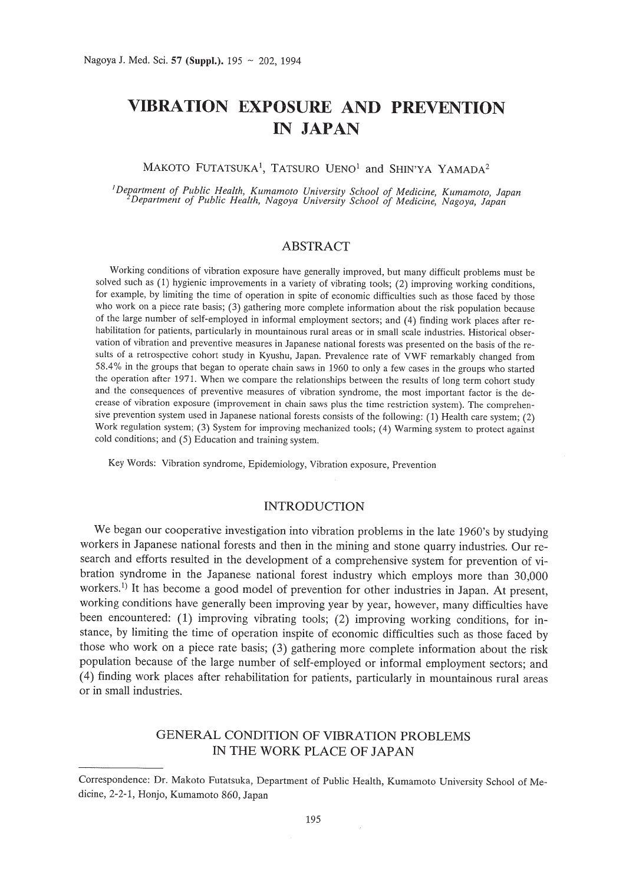# VIBRATION EXPOSURE AND PREVENTION IN JAPAN

MAKOTO FUTATSUKA[1], TATSURO UENO[1] and SHIN'YA YAMADA[2]

*[1]Department of Public Health, Kumamoto University School of Medicine, Kumamoto, Japan*
*[2]Department of Public Health, Nagoya University School of Medicine, Nagoya, Japan*

## ABSTRACT

Working conditions of vibration exposure have generally improved, but many difficult problems must be solved such as (1) hygienic improvements in a variety of vibrating tools; (2) improving working conditions, for example, by limiting the time of operation in spite of economic difficulties such as those faced by those who work on a piece rate basis; (3) gathering more complete information about the risk population because of the large number of self-employed in informal employment sectors; and (4) finding work places after rehabilitation for patients, particularly in mountainous rural areas or in small scale industries. Historical observation of vibration and preventive measures in Japanese national forests was presented on the basis of the results of a retrospective cohort study in Kyushu, Japan. Prevalence rate of VWF remarkably changed from 58.4% in the groups that began to operate chain saws in 1960 to only a few cases in the groups who started the operation after 1971. When we compare the relationships between the results of long term cohort study and the consequences of preventive measures of vibration syndrome, the most important factor is the decrease of vibration exposure (improvement in chain saws plus the time restriction system). The comprehensive prevention system used in Japanese national forests consists of the following: (1) Health care system; (2) Work regulation system; (3) System for improving mechanized tools; (4) Warming system to protect against cold conditions; and (5) Education and training system.

Key Words: Vibration syndrome, Epidemiology, Vibration exposure, Prevention

## INTRODUCTION

We began our cooperative investigation into vibration problems in the late 1960's by studying workers in Japanese national forests and then in the mining and stone quarry industries. Our research and efforts resulted in the development of a comprehensive system for prevention of vibration syndrome in the Japanese national forest industry which employs more than 30,000 workers.[1] It has become a good model of prevention for other industries in Japan. At present, working conditions have generally been improving year by year, however, many difficulties have been encountered: (1) improving vibrating tools; (2) improving working conditions, for instance, by limiting the time of operation inspite of economic difficulties such as those faced by those who work on a piece rate basis; (3) gathering more complete information about the risk population because of the large number of self-employed or informal employment sectors; and (4) finding work places after rehabilitation for patients, particularly in mountainous rural areas or in small industries.

## GENERAL CONDITION OF VIBRATION PROBLEMS IN THE WORK PLACE OF JAPAN

---

Correspondence: Dr. Makoto Futatsuka, Department of Public Health, Kumamoto University School of Medicine, 2-2-1, Honjo, Kumamoto 860, Japan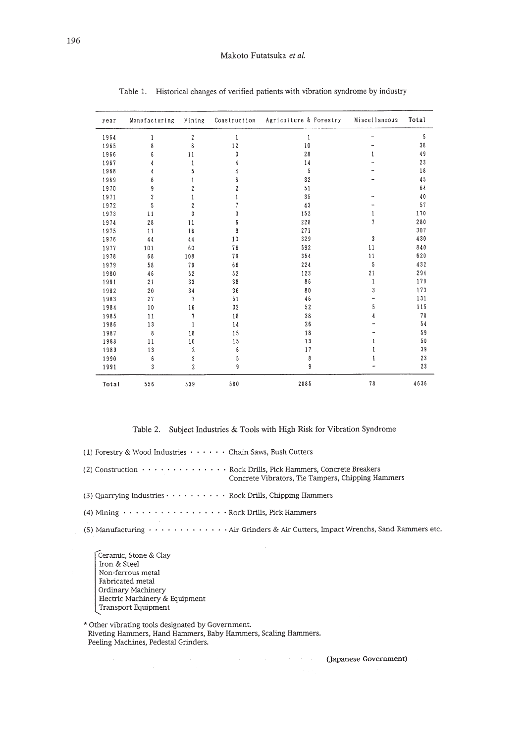Table 1. Historical changes of verified patients with vibration syndrome by industry

| year | Manufacturing | Mining | Construction | Agriculture & Forestry | Miscellaneous | Total |
|---|---|---|---|---|---|---|
| 1964 | 1 | 2 | 1 | 1 | - | 5 |
| 1965 | 8 | 8 | 12 | 10 | - | 38 |
| 1966 | 6 | 11 | 3 | 28 | 1 | 49 |
| 1967 | 4 | 1 | 4 | 14 | - | 23 |
| 1968 | 4 | 5 | 4 | 5 | - | 18 |
| 1969 | 6 | 1 | 6 | 32 | - | 45 |
| 1970 | 9 | 2 | 2 | 51 | | 64 |
| 1971 | 3 | 1 | 1 | 35 | - | 40 |
| 1972 | 5 | 2 | 7 | 43 | - | 57 |
| 1973 | 11 | 3 | 3 | 152 | 1 | 170 |
| 1974 | 28 | 11 | 6 | 228 | 7 | 280 |
| 1975 | 11 | 16 | 9 | 271 | | 307 |
| 1976 | 44 | 44 | 10 | 329 | 3 | 430 |
| 1977 | 101 | 60 | 76 | 592 | 11 | 840 |
| 1978 | 68 | 108 | 79 | 354 | 11 | 620 |
| 1979 | 58 | 79 | 66 | 224 | 5 | 432 |
| 1980 | 46 | 52 | 52 | 123 | 21 | 294 |
| 1981 | 21 | 33 | 38 | 86 | 1 | 179 |
| 1982 | 20 | 34 | 36 | 80 | 3 | 173 |
| 1983 | 27 | 7 | 51 | 46 | - | 131 |
| 1984 | 10 | 16 | 32 | 52 | 5 | 115 |
| 1985 | 11 | 7 | 18 | 38 | 4 | 78 |
| 1986 | 13 | 1 | 14 | 26 | - | 54 |
| 1987 | 8 | 18 | 15 | 18 | - | 59 |
| 1988 | 11 | 10 | 15 | 13 | 1 | 50 |
| 1989 | 13 | 2 | 6 | 17 | 1 | 39 |
| 1990 | 6 | 3 | 5 | 8 | 1 | 23 |
| 1991 | 3 | 2 | 9 | 9 | - | 23 |
| **Total** | 556 | 539 | 580 | 2885 | 78 | 4636 |

Table 2. Subject Industries & Tools with High Risk for Vibration Syndrome

(1) Forestry & Wood Industries · · · · · · Chain Saws, Bush Cutters

(2) Construction · · · · · · · · · · · · · · Rock Drills, Pick Hammers, Concrete Breakers
Concrete Vibrators, Tie Tampers, Chipping Hammers

(3) Quarrying Industries · · · · · · · · · · Rock Drills, Chipping Hammers

(4) Mining · · · · · · · · · · · · · · · · · Rock Drills, Pick Hammers

(5) Manufacturing · · · · · · · · · · · · · Air Grinders & Air Cutters, Impact Wrenchs, Sand Rammers etc.

- Ceramic, Stone & Clay
- Iron & Steel
- Non-ferrous metal
- Fabricated metal
- Ordinary Machinery
- Electric Machinery & Equipment
- Transport Equipment

\* Other vibrating tools designated by Government.
Riveting Hammers, Hand Hammers, Baby Hammers, Scaling Hammers.
Peeling Machines, Pedestal Grinders.

**(Japanese Government)**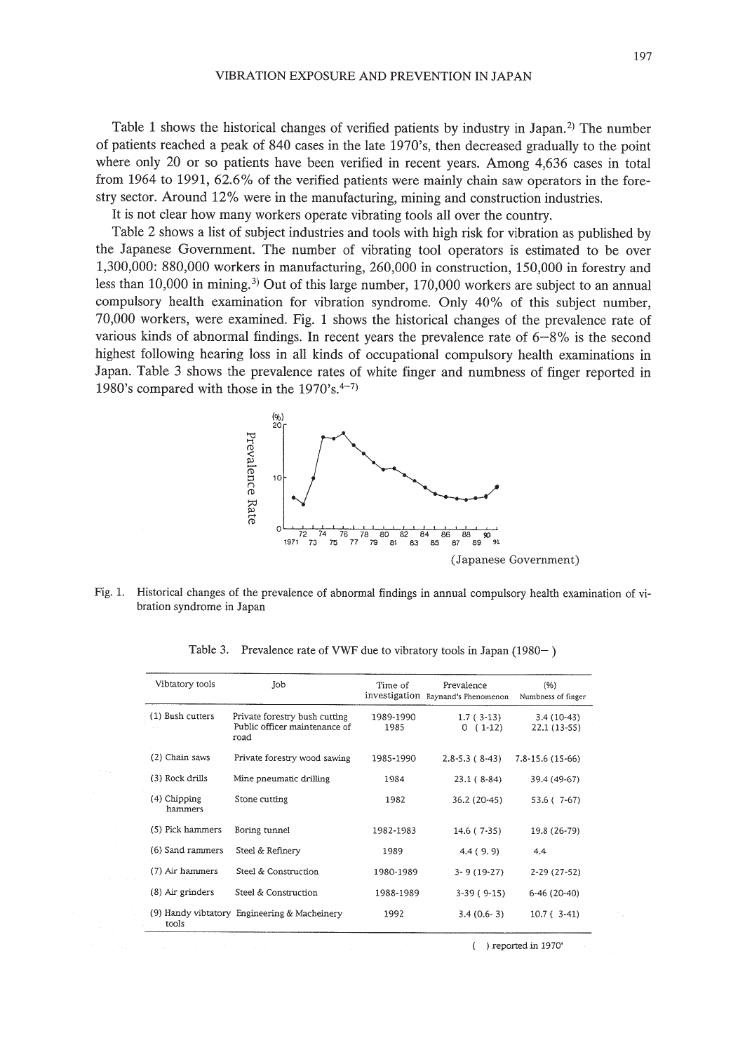Table 1 shows the historical changes of verified patients by industry in Japan.[2] The number of patients reached a peak of 840 cases in the late 1970's, then decreased gradually to the point where only 20 or so patients have been verified in recent years. Among 4,636 cases in total from 1964 to 1991, 62.6% of the verified patients were mainly chain saw operators in the forestry sector. Around 12% were in the manufacturing, mining and construction industries.

It is not clear how many workers operate vibrating tools all over the country.

Table 2 shows a list of subject industries and tools with high risk for vibration as published by the Japanese Government. The number of vibrating tool operators is estimated to be over 1,300,000: 880,000 workers in manufacturing, 260,000 in construction, 150,000 in forestry and less than 10,000 in mining.[3] Out of this large number, 170,000 workers are subject to an annual compulsory health examination for vibration syndrome. Only 40% of this subject number, 70,000 workers, were examined. Fig. 1 shows the historical changes of the prevalence rate of various kinds of abnormal findings. In recent years the prevalence rate of 6–8% is the second highest following hearing loss in all kinds of occupational compulsory health examinations in Japan. Table 3 shows the prevalence rates of white finger and numbness of finger reported in 1980's compared with those in the 1970's.[4–7]

(Japanese Government)

Fig. 1. Historical changes of the prevalence of abnormal findings in annual compulsory health examination of vibration syndrome in Japan

Table 3. Prevalence rate of VWF due to vibratory tools in Japan (1980– )

| Vibtatory tools | Job | Time of investigation | Prevalence Raynand's Phenomenon | (%) Numbness of finger |
|---|---|---|---|---|
| (1) Bush cutters | Private forestry bush cutting | 1989-1990 | 1.7 ( 3-13) | 3.4 (10-43) |
| | Public officer maintenance of road | 1985 | 0 ( 1-12) | 22.1 (13-55) |
| (2) Chain saws | Private forestry wood sawing | 1985-1990 | 2.8-5.3 ( 8-43) | 7.8-15.6 (15-66) |
| (3) Rock drills | Mine pneumatic drilling | 1984 | 23.1 ( 8-84) | 39.4 (49-67) |
| (4) Chipping hammers | Stone cutting | 1982 | 36.2 (20-45) | 53.6 ( 7-67) |
| (5) Pick hammers | Boring tunnel | 1982-1983 | 14.6 ( 7-35) | 19.8 (26-79) |
| (6) Sand rammers | Steel & Refinery | 1989 | 4.4 ( 9. 9) | 4.4 |
| (7) Air hammers | Steel & Construction | 1980-1989 | 3- 9 (19-27) | 2-29 (27-52) |
| (8) Air grinders | Steel & Construction | 1988-1989 | 3-39 ( 9-15) | 6-46 (20-40) |
| (9) Handy vibtatory tools | Engineering & Macheinery | 1992 | 3.4 (0.6- 3) | 10.7 ( 3-41) |

( ) reported in 1970'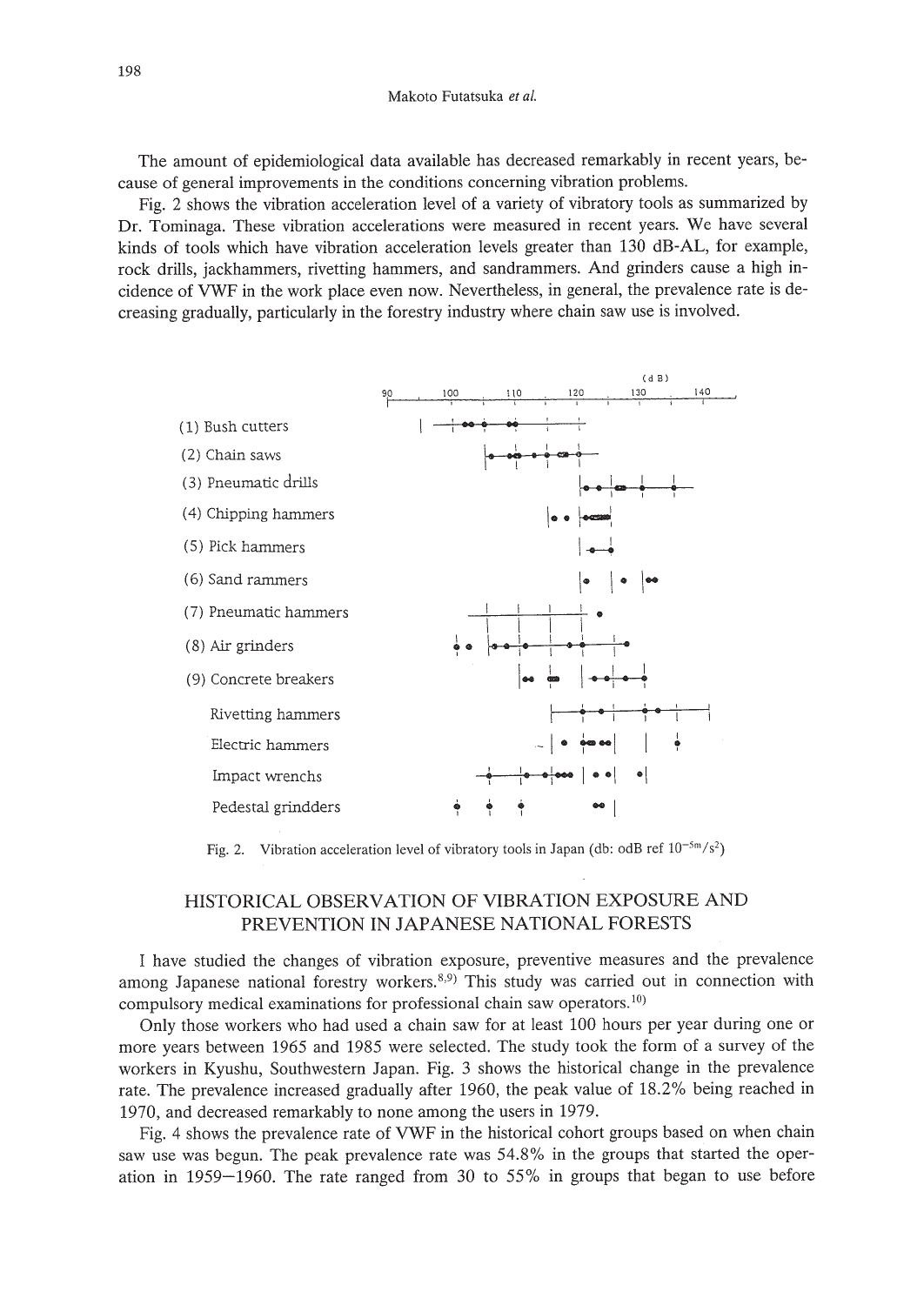The amount of epidemiological data available has decreased remarkably in recent years, because of general improvements in the conditions concerning vibration problems.

Fig. 2 shows the vibration acceleration level of a variety of vibratory tools as summarized by Dr. Tominaga. These vibration accelerations were measured in recent years. We have several kinds of tools which have vibration acceleration levels greater than 130 dB-AL, for example, rock drills, jackhammers, rivetting hammers, and sandrammers. And grinders cause a high incidence of VWF in the work place even now. Nevertheless, in general, the prevalence rate is decreasing gradually, particularly in the forestry industry where chain saw use is involved.

Fig. 2. Vibration acceleration level of vibratory tools in Japan (db: odB ref $10^{-5} m/s^2$)

## HISTORICAL OBSERVATION OF VIBRATION EXPOSURE AND PREVENTION IN JAPANESE NATIONAL FORESTS

I have studied the changes of vibration exposure, preventive measures and the prevalence among Japanese national forestry workers.[8,9] This study was carried out in connection with compulsory medical examinations for professional chain saw operators.[10]

Only those workers who had used a chain saw for at least 100 hours per year during one or more years between 1965 and 1985 were selected. The study took the form of a survey of the workers in Kyushu, Southwestern Japan. Fig. 3 shows the historical change in the prevalence rate. The prevalence increased gradually after 1960, the peak value of 18.2% being reached in 1970, and decreased remarkably to none among the users in 1979.

Fig. 4 shows the prevalence rate of VWF in the historical cohort groups based on when chain saw use was begun. The peak prevalence rate was 54.8% in the groups that started the operation in 1959–1960. The rate ranged from 30 to 55% in groups that began to use before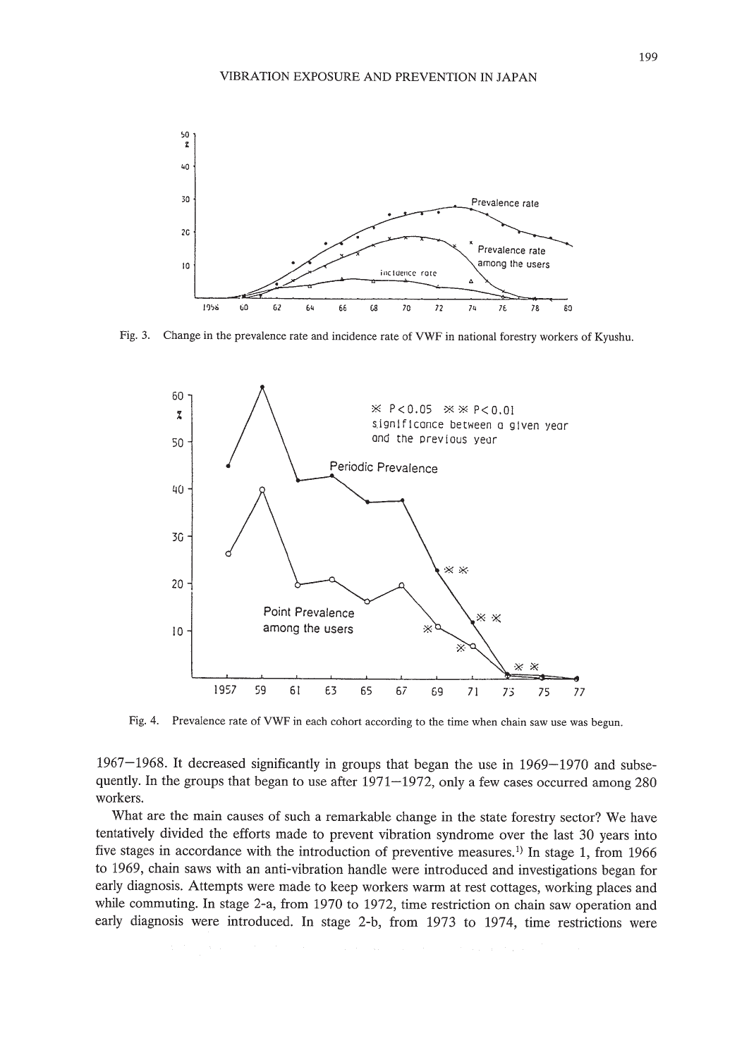Fig. 3. Change in the prevalence rate and incidence rate of VWF in national forestry workers of Kyushu.

Fig. 4. Prevalence rate of VWF in each cohort according to the time when chain saw use was begun.

1967–1968. It decreased significantly in groups that began the use in 1969–1970 and subsequently. In the groups that began to use after 1971–1972, only a few cases occurred among 280 workers.

What are the main causes of such a remarkable change in the state forestry sector? We have tentatively divided the efforts made to prevent vibration syndrome over the last 30 years into five stages in accordance with the introduction of preventive measures.[1] In stage 1, from 1966 to 1969, chain saws with an anti-vibration handle were introduced and investigations began for early diagnosis. Attempts were made to keep workers warm at rest cottages, working places and while commuting. In stage 2-a, from 1970 to 1972, time restriction on chain saw operation and early diagnosis were introduced. In stage 2-b, from 1973 to 1974, time restrictions were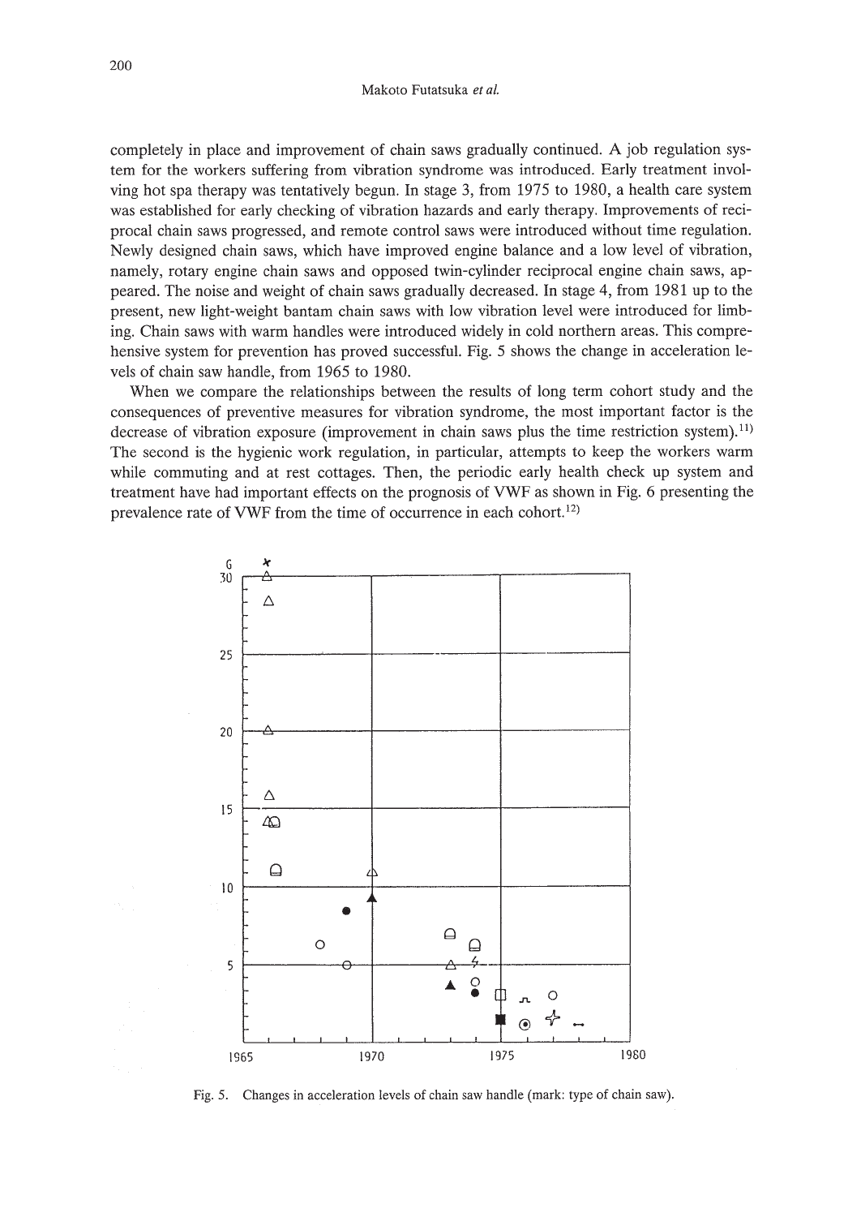completely in place and improvement of chain saws gradually continued. A job regulation system for the workers suffering from vibration syndrome was introduced. Early treatment involving hot spa therapy was tentatively begun. In stage 3, from 1975 to 1980, a health care system was established for early checking of vibration hazards and early therapy. Improvements of reciprocal chain saws progressed, and remote control saws were introduced without time regulation. Newly designed chain saws, which have improved engine balance and a low level of vibration, namely, rotary engine chain saws and opposed twin-cylinder reciprocal engine chain saws, appeared. The noise and weight of chain saws gradually decreased. In stage 4, from 1981 up to the present, new light-weight bantam chain saws with low vibration level were introduced for limbing. Chain saws with warm handles were introduced widely in cold northern areas. This comprehensive system for prevention has proved successful. Fig. 5 shows the change in acceleration levels of chain saw handle, from 1965 to 1980.

When we compare the relationships between the results of long term cohort study and the consequences of preventive measures for vibration syndrome, the most important factor is the decrease of vibration exposure (improvement in chain saws plus the time restriction system).[11] The second is the hygienic work regulation, in particular, attempts to keep the workers warm while commuting and at rest cottages. Then, the periodic early health check up system and treatment have had important effects on the prognosis of VWF as shown in Fig. 6 presenting the prevalence rate of VWF from the time of occurrence in each cohort.[12]

Fig. 5. Changes in acceleration levels of chain saw handle (mark: type of chain saw).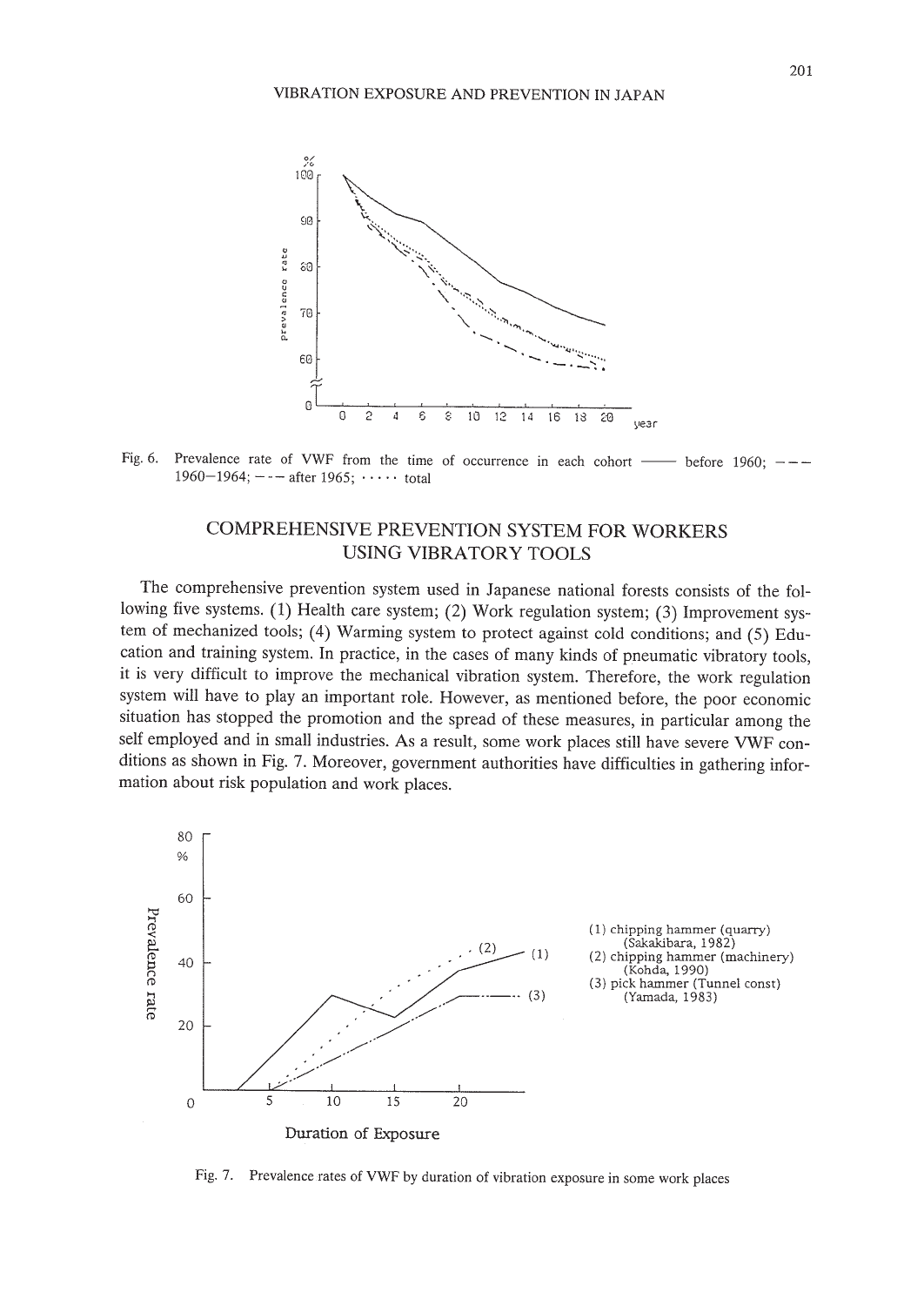Fig. 6. Prevalence rate of VWF from the time of occurrence in each cohort —— before 1960; – – – 1960–1964; – – – after 1965; · · · · · total

## COMPREHENSIVE PREVENTION SYSTEM FOR WORKERS USING VIBRATORY TOOLS

The comprehensive prevention system used in Japanese national forests consists of the following five systems. (1) Health care system; (2) Work regulation system; (3) Improvement system of mechanized tools; (4) Warming system to protect against cold conditions; and (5) Education and training system. In practice, in the cases of many kinds of pneumatic vibratory tools, it is very difficult to improve the mechanical vibration system. Therefore, the work regulation system will have to play an important role. However, as mentioned before, the poor economic situation has stopped the promotion and the spread of these measures, in particular among the self employed and in small industries. As a result, some work places still have severe VWF conditions as shown in Fig. 7. Moreover, government authorities have difficulties in gathering information about risk population and work places.

Fig. 7. Prevalence rates of VWF by duration of vibration exposure in some work places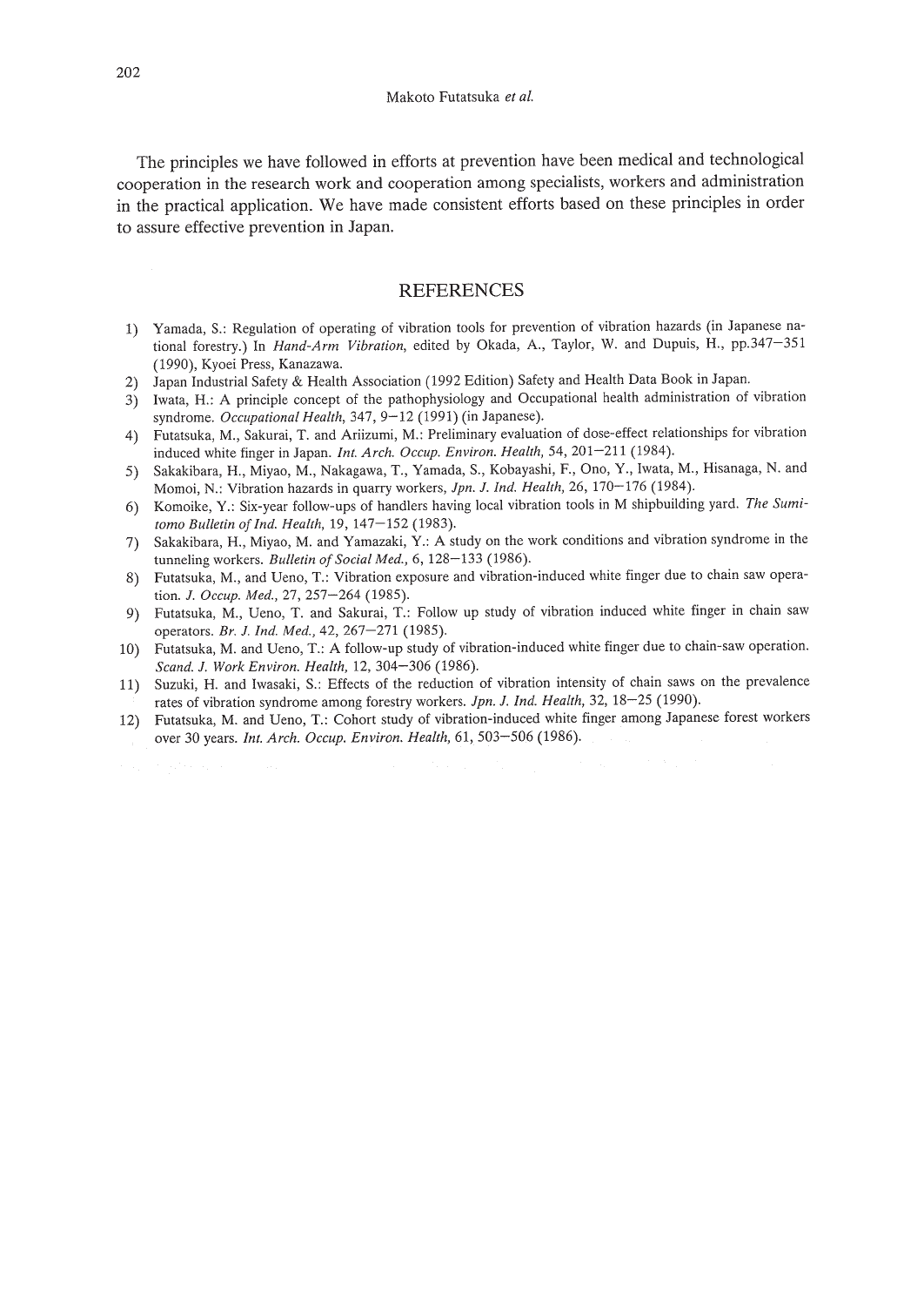The principles we have followed in efforts at prevention have been medical and technological cooperation in the research work and cooperation among specialists, workers and administration in the practical application. We have made consistent efforts based on these principles in order to assure effective prevention in Japan.

## REFERENCES

1) Yamada, S.: Regulation of operating of vibration tools for prevention of vibration hazards (in Japanese national forestry.) In *Hand-Arm Vibration*, edited by Okada, A., Taylor, W. and Dupuis, H., pp.347–351 (1990), Kyoei Press, Kanazawa.
2) Japan Industrial Safety & Health Association (1992 Edition) Safety and Health Data Book in Japan.
3) Iwata, H.: A principle concept of the pathophysiology and Occupational health administration of vibration syndrome. *Occupational Health*, 347, 9–12 (1991) (in Japanese).
4) Futatsuka, M., Sakurai, T. and Ariizumi, M.: Preliminary evaluation of dose-effect relationships for vibration induced white finger in Japan. *Int. Arch. Occup. Environ. Health*, 54, 201–211 (1984).
5) Sakakibara, H., Miyao, M., Nakagawa, T., Yamada, S., Kobayashi, F., Ono, Y., Iwata, M., Hisanaga, N. and Momoi, N.: Vibration hazards in quarry workers, *Jpn. J. Ind. Health*, 26, 170–176 (1984).
6) Komoike, Y.: Six-year follow-ups of handlers having local vibration tools in M shipbuilding yard. *The Sumitomo Bulletin of Ind. Health*, 19, 147–152 (1983).
7) Sakakibara, H., Miyao, M. and Yamazaki, Y.: A study on the work conditions and vibration syndrome in the tunneling workers. *Bulletin of Social Med.*, 6, 128–133 (1986).
8) Futatsuka, M., and Ueno, T.: Vibration exposure and vibration-induced white finger due to chain saw operation. *J. Occup. Med.*, 27, 257–264 (1985).
9) Futatsuka, M., Ueno, T. and Sakurai, T.: Follow up study of vibration induced white finger in chain saw operators. *Br. J. Ind. Med.*, 42, 267–271 (1985).
10) Futatsuka, M. and Ueno, T.: A follow-up study of vibration-induced white finger due to chain-saw operation. *Scand. J. Work Environ. Health*, 12, 304–306 (1986).
11) Suzuki, H. and Iwasaki, S.: Effects of the reduction of vibration intensity of chain saws on the prevalence rates of vibration syndrome among forestry workers. *Jpn. J. Ind. Health*, 32, 18–25 (1990).
12) Futatsuka, M. and Ueno, T.: Cohort study of vibration-induced white finger among Japanese forest workers over 30 years. *Int. Arch. Occup. Environ. Health*, 61, 503–506 (1986).